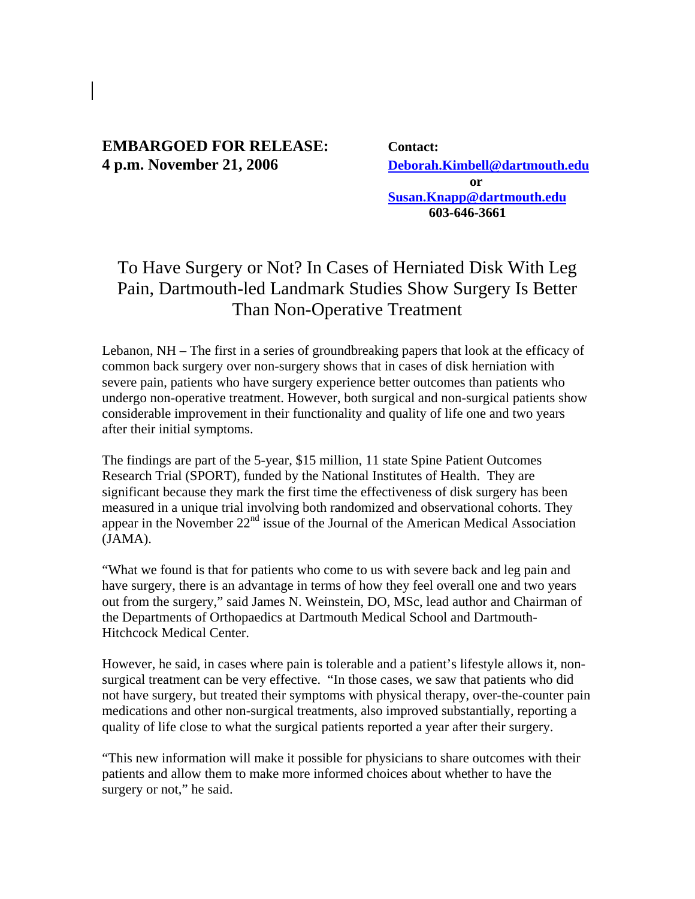**EMBARGOED FOR RELEASE:**
**4 p.m. November 21, 2006**

**Contact:**
**Deborah.Kimbell@dartmouth.edu**
**or**
**Susan.Knapp@dartmouth.edu**
**603-646-3661**

# To Have Surgery or Not? In Cases of Herniated Disk With Leg Pain, Dartmouth-led Landmark Studies Show Surgery Is Better Than Non-Operative Treatment

Lebanon, NH – The first in a series of groundbreaking papers that look at the efficacy of common back surgery over non-surgery shows that in cases of disk herniation with severe pain, patients who have surgery experience better outcomes than patients who undergo non-operative treatment. However, both surgical and non-surgical patients show considerable improvement in their functionality and quality of life one and two years after their initial symptoms.

The findings are part of the 5-year, $15 million, 11 state Spine Patient Outcomes Research Trial (SPORT), funded by the National Institutes of Health. They are significant because they mark the first time the effectiveness of disk surgery has been measured in a unique trial involving both randomized and observational cohorts. They appear in the November 22nd issue of the Journal of the American Medical Association (JAMA).

"What we found is that for patients who come to us with severe back and leg pain and have surgery, there is an advantage in terms of how they feel overall one and two years out from the surgery," said James N. Weinstein, DO, MSc, lead author and Chairman of the Departments of Orthopaedics at Dartmouth Medical School and Dartmouth-Hitchcock Medical Center.

However, he said, in cases where pain is tolerable and a patient's lifestyle allows it, non-surgical treatment can be very effective. "In those cases, we saw that patients who did not have surgery, but treated their symptoms with physical therapy, over-the-counter pain medications and other non-surgical treatments, also improved substantially, reporting a quality of life close to what the surgical patients reported a year after their surgery.

"This new information will make it possible for physicians to share outcomes with their patients and allow them to make more informed choices about whether to have the surgery or not," he said.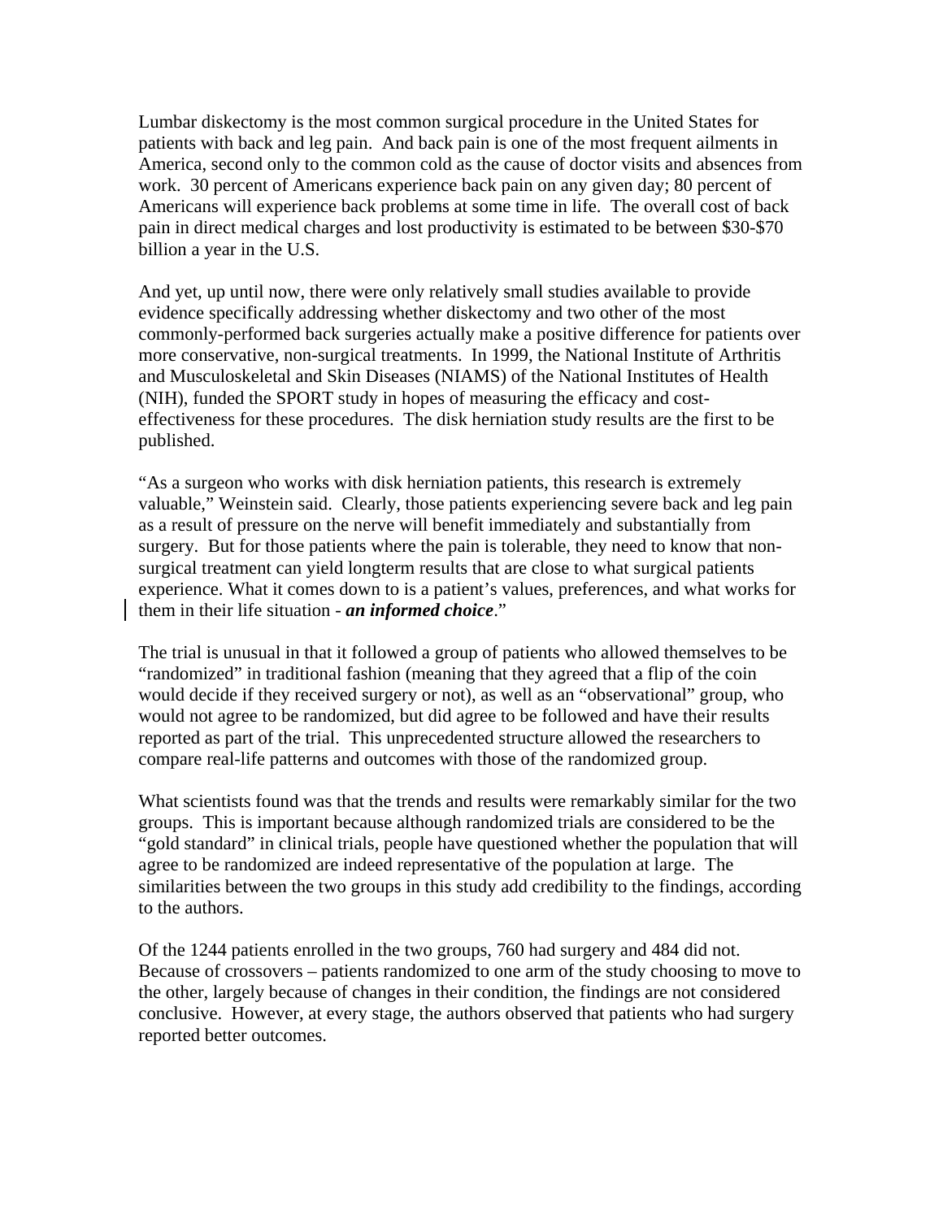Lumbar diskectomy is the most common surgical procedure in the United States for patients with back and leg pain. And back pain is one of the most frequent ailments in America, second only to the common cold as the cause of doctor visits and absences from work. 30 percent of Americans experience back pain on any given day; 80 percent of Americans will experience back problems at some time in life. The overall cost of back pain in direct medical charges and lost productivity is estimated to be between $30-$70 billion a year in the U.S.

And yet, up until now, there were only relatively small studies available to provide evidence specifically addressing whether diskectomy and two other of the most commonly-performed back surgeries actually make a positive difference for patients over more conservative, non-surgical treatments. In 1999, the National Institute of Arthritis and Musculoskeletal and Skin Diseases (NIAMS) of the National Institutes of Health (NIH), funded the SPORT study in hopes of measuring the efficacy and cost-effectiveness for these procedures. The disk herniation study results are the first to be published.

"As a surgeon who works with disk herniation patients, this research is extremely valuable," Weinstein said. Clearly, those patients experiencing severe back and leg pain as a result of pressure on the nerve will benefit immediately and substantially from surgery. But for those patients where the pain is tolerable, they need to know that non-surgical treatment can yield longterm results that are close to what surgical patients experience. What it comes down to is a patient's values, preferences, and what works for them in their life situation - ***an informed choice***."

The trial is unusual in that it followed a group of patients who allowed themselves to be "randomized" in traditional fashion (meaning that they agreed that a flip of the coin would decide if they received surgery or not), as well as an "observational" group, who would not agree to be randomized, but did agree to be followed and have their results reported as part of the trial. This unprecedented structure allowed the researchers to compare real-life patterns and outcomes with those of the randomized group.

What scientists found was that the trends and results were remarkably similar for the two groups. This is important because although randomized trials are considered to be the "gold standard" in clinical trials, people have questioned whether the population that will agree to be randomized are indeed representative of the population at large. The similarities between the two groups in this study add credibility to the findings, according to the authors.

Of the 1244 patients enrolled in the two groups, 760 had surgery and 484 did not. Because of crossovers – patients randomized to one arm of the study choosing to move to the other, largely because of changes in their condition, the findings are not considered conclusive. However, at every stage, the authors observed that patients who had surgery reported better outcomes.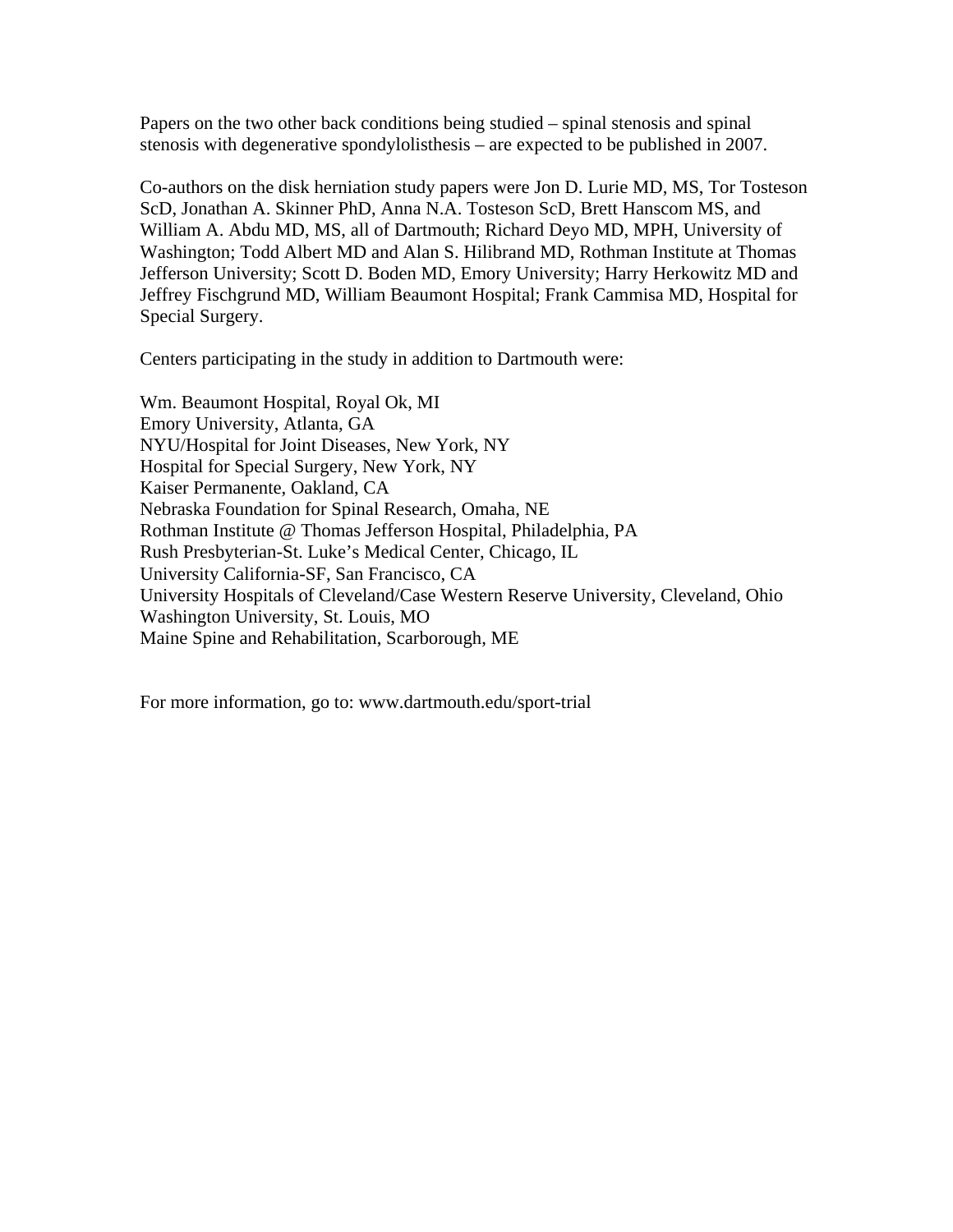Papers on the two other back conditions being studied – spinal stenosis and spinal stenosis with degenerative spondylolisthesis – are expected to be published in 2007.

Co-authors on the disk herniation study papers were Jon D. Lurie MD, MS, Tor Tosteson ScD, Jonathan A. Skinner PhD, Anna N.A. Tosteson ScD, Brett Hanscom MS, and William A. Abdu MD, MS, all of Dartmouth; Richard Deyo MD, MPH, University of Washington; Todd Albert MD and Alan S. Hilibrand MD, Rothman Institute at Thomas Jefferson University; Scott D. Boden MD, Emory University; Harry Herkowitz MD and Jeffrey Fischgrund MD, William Beaumont Hospital; Frank Cammisa MD, Hospital for Special Surgery.

Centers participating in the study in addition to Dartmouth were:

Wm. Beaumont Hospital, Royal Ok, MI
Emory University, Atlanta, GA
NYU/Hospital for Joint Diseases, New York, NY
Hospital for Special Surgery, New York, NY
Kaiser Permanente, Oakland, CA
Nebraska Foundation for Spinal Research, Omaha, NE
Rothman Institute @ Thomas Jefferson Hospital, Philadelphia, PA
Rush Presbyterian-St. Luke's Medical Center, Chicago, IL
University California-SF, San Francisco, CA
University Hospitals of Cleveland/Case Western Reserve University, Cleveland, Ohio
Washington University, St. Louis, MO
Maine Spine and Rehabilitation, Scarborough, ME

For more information, go to: www.dartmouth.edu/sport-trial